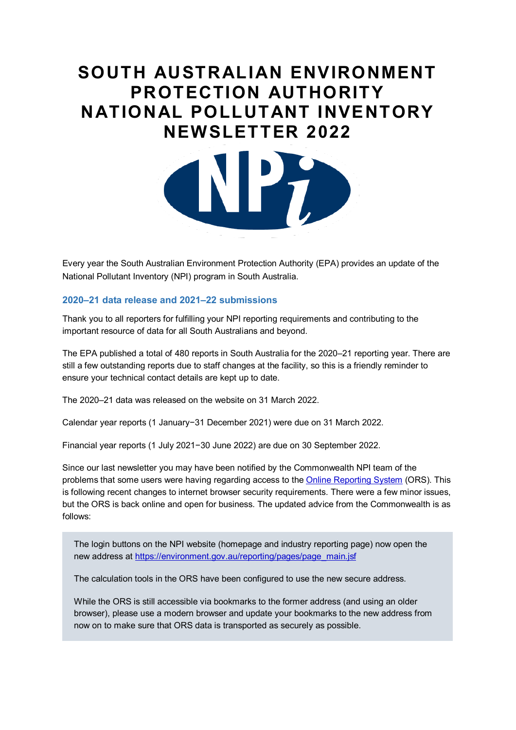# SOUTH AUSTRALIAN ENVIRONMENT PROTECTION AUTHORITY NATIONAL POLLUTANT INVENTORY NEWSLETTER 2022

Every year the South Australian Environment Protection Authority (EPA) provides an update of the National Pollutant Inventory (NPI) program in South Australia.

## 2020–21 data release and 2021–22 submissions

Thank you to all reporters for fulfilling your NPI reporting requirements and contributing to the important resource of data for all South Australians and beyond.

The EPA published a total of 480 reports in South Australia for the 2020–21 reporting year. There are still a few outstanding reports due to staff changes at the facility, so this is a friendly reminder to ensure your technical contact details are kept up to date.

The 2020–21 data was released on the website on 31 March 2022.

Calendar year reports (1 January−31 December 2021) were due on 31 March 2022.

Financial year reports (1 July 2021−30 June 2022) are due on 30 September 2022.

Since our last newsletter you may have been notified by the Commonwealth NPI team of the problems that some users were having regarding access to the [Online Reporting System](https://environment.gov.au/reporting/pages/page_main.jsf) (ORS). This is following recent changes to internet browser security requirements. There were a few minor issues, but the ORS is back online and open for business. The updated advice from the Commonwealth is as follows:

> The login buttons on the NPI website (homepage and industry reporting page) now open the new address at https://environment.gov.au/reporting/pages/page_main.jsf
>
> The calculation tools in the ORS have been configured to use the new secure address.
>
> While the ORS is still accessible via bookmarks to the former address (and using an older browser), please use a modern browser and update your bookmarks to the new address from now on to make sure that ORS data is transported as securely as possible.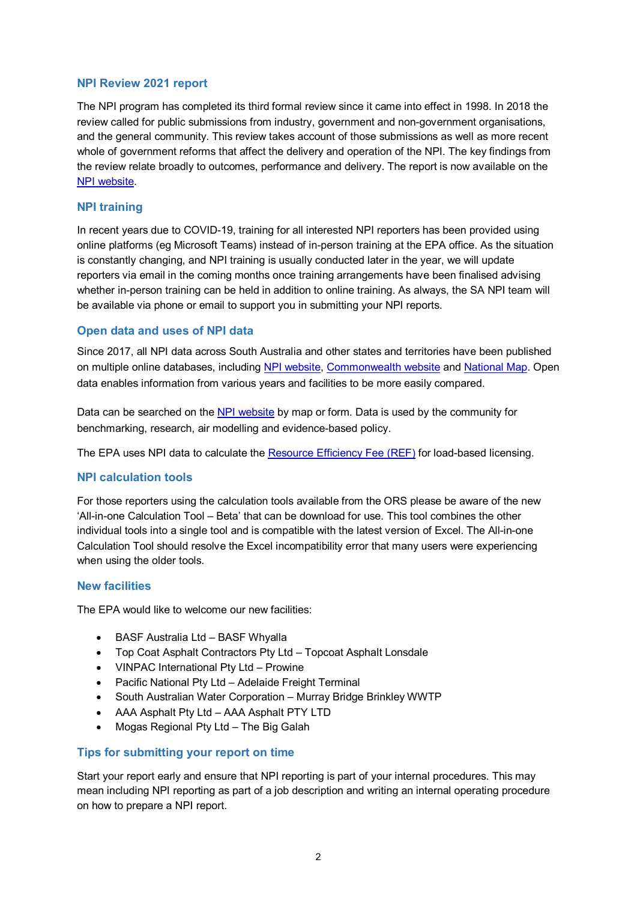## NPI Review 2021 report

The NPI program has completed its third formal review since it came into effect in 1998. In 2018 the review called for public submissions from industry, government and non-government organisations, and the general community. This review takes account of those submissions as well as more recent whole of government reforms that affect the delivery and operation of the NPI. The key findings from the review relate broadly to outcomes, performance and delivery. The report is now available on the NPI website.

## NPI training

In recent years due to COVID-19, training for all interested NPI reporters has been provided using online platforms (eg Microsoft Teams) instead of in-person training at the EPA office. As the situation is constantly changing, and NPI training is usually conducted later in the year, we will update reporters via email in the coming months once training arrangements have been finalised advising whether in-person training can be held in addition to online training. As always, the SA NPI team will be available via phone or email to support you in submitting your NPI reports.

## Open data and uses of NPI data

Since 2017, all NPI data across South Australia and other states and territories have been published on multiple online databases, including NPI website, Commonwealth website and National Map. Open data enables information from various years and facilities to be more easily compared.

Data can be searched on the NPI website by map or form. Data is used by the community for benchmarking, research, air modelling and evidence-based policy.

The EPA uses NPI data to calculate the Resource Efficiency Fee (REF) for load-based licensing.

## NPI calculation tools

For those reporters using the calculation tools available from the ORS please be aware of the new 'All-in-one Calculation Tool – Beta' that can be download for use. This tool combines the other individual tools into a single tool and is compatible with the latest version of Excel. The All-in-one Calculation Tool should resolve the Excel incompatibility error that many users were experiencing when using the older tools.

## New facilities

The EPA would like to welcome our new facilities:

- BASF Australia Ltd – BASF Whyalla
- Top Coat Asphalt Contractors Pty Ltd – Topcoat Asphalt Lonsdale
- VINPAC International Pty Ltd – Prowine
- Pacific National Pty Ltd – Adelaide Freight Terminal
- South Australian Water Corporation – Murray Bridge Brinkley WWTP
- AAA Asphalt Pty Ltd – AAA Asphalt PTY LTD
- Mogas Regional Pty Ltd – The Big Galah

## Tips for submitting your report on time

Start your report early and ensure that NPI reporting is part of your internal procedures. This may mean including NPI reporting as part of a job description and writing an internal operating procedure on how to prepare a NPI report.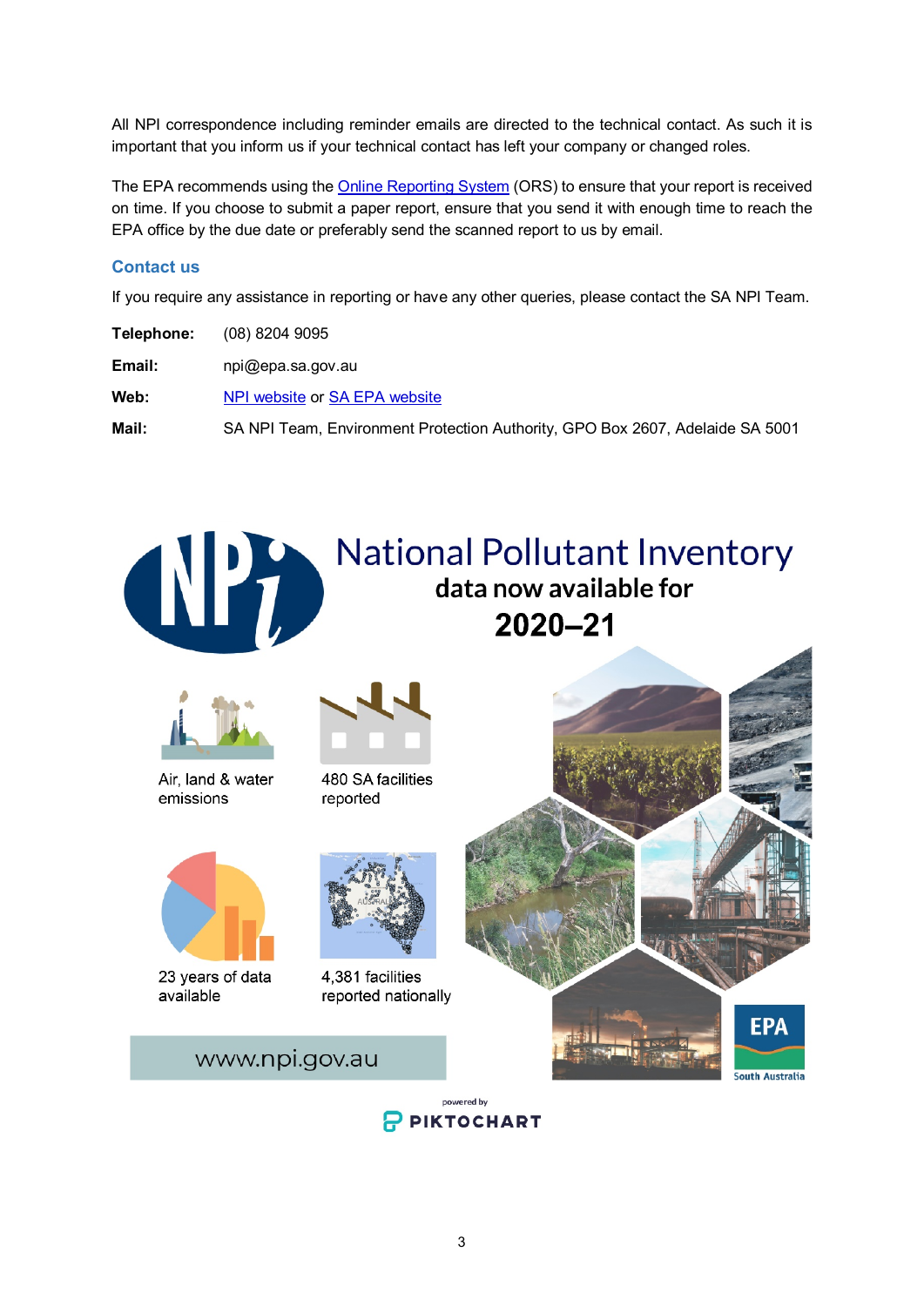All NPI correspondence including reminder emails are directed to the technical contact. As such it is important that you inform us if your technical contact has left your company or changed roles.

The EPA recommends using the [Online Reporting System](#) (ORS) to ensure that your report is received on time. If you choose to submit a paper report, ensure that you send it with enough time to reach the EPA office by the due date or preferably send the scanned report to us by email.

## Contact us

If you require any assistance in reporting or have any other queries, please contact the SA NPI Team.

**Telephone:** (08) 8204 9095

**Email:** npi@epa.sa.gov.au

**Web:** NPI website or SA EPA website

**Mail:** SA NPI Team, Environment Protection Authority, GPO Box 2607, Adelaide SA 5001

National Pollutant Inventory

data now available for

2020–21

Air, land & water emissions

480 SA facilities reported

23 years of data available

4,381 facilities reported nationally

www.npi.gov.au

EPA South Australia

powered by PIKTOCHART